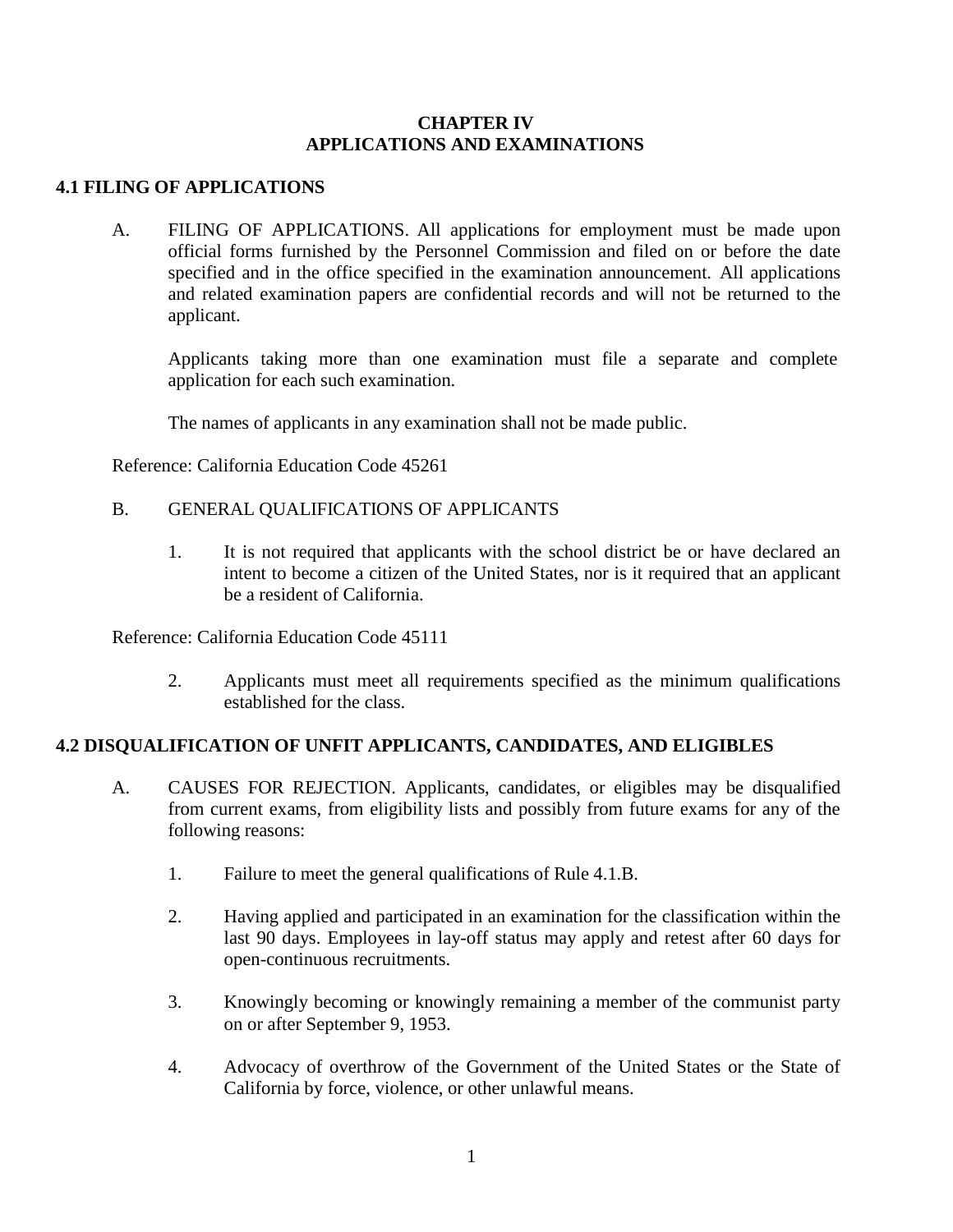# CHAPTER IV
# APPLICATIONS AND EXAMINATIONS

## 4.1 FILING OF APPLICATIONS

A. FILING OF APPLICATIONS. All applications for employment must be made upon official forms furnished by the Personnel Commission and filed on or before the date specified and in the office specified in the examination announcement. All applications and related examination papers are confidential records and will not be returned to the applicant.

Applicants taking more than one examination must file a separate and complete application for each such examination.

The names of applicants in any examination shall not be made public.

Reference: California Education Code 45261

B. GENERAL QUALIFICATIONS OF APPLICANTS

1. It is not required that applicants with the school district be or have declared an intent to become a citizen of the United States, nor is it required that an applicant be a resident of California.

Reference: California Education Code 45111

2. Applicants must meet all requirements specified as the minimum qualifications established for the class.

## 4.2 DISQUALIFICATION OF UNFIT APPLICANTS, CANDIDATES, AND ELIGIBLES

A. CAUSES FOR REJECTION. Applicants, candidates, or eligibles may be disqualified from current exams, from eligibility lists and possibly from future exams for any of the following reasons:

1. Failure to meet the general qualifications of Rule 4.1.B.

2. Having applied and participated in an examination for the classification within the last 90 days. Employees in lay-off status may apply and retest after 60 days for open-continuous recruitments.

3. Knowingly becoming or knowingly remaining a member of the communist party on or after September 9, 1953.

4. Advocacy of overthrow of the Government of the United States or the State of California by force, violence, or other unlawful means.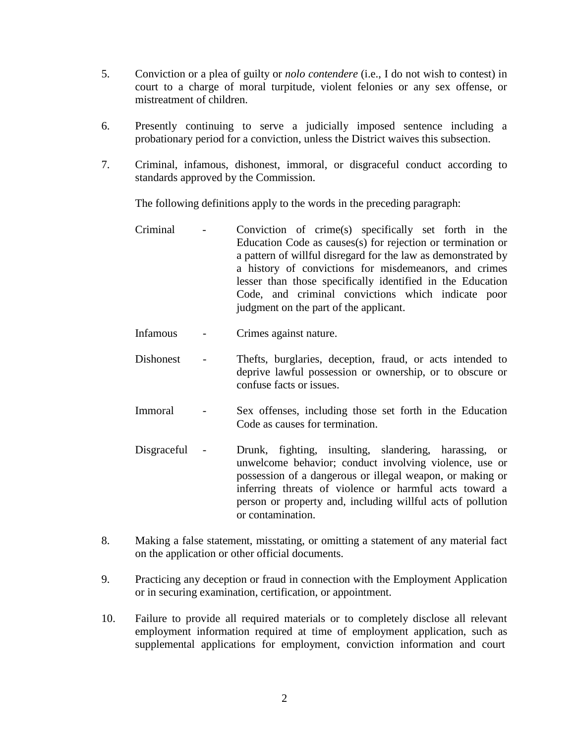5. Conviction or a plea of guilty or *nolo contendere* (i.e., I do not wish to contest) in court to a charge of moral turpitude, violent felonies or any sex offense, or mistreatment of children.

6. Presently continuing to serve a judicially imposed sentence including a probationary period for a conviction, unless the District waives this subsection.

7. Criminal, infamous, dishonest, immoral, or disgraceful conduct according to standards approved by the Commission.

   The following definitions apply to the words in the preceding paragraph:

   Criminal - Conviction of crime(s) specifically set forth in the Education Code as causes(s) for rejection or termination or a pattern of willful disregard for the law as demonstrated by a history of convictions for misdemeanors, and crimes lesser than those specifically identified in the Education Code, and criminal convictions which indicate poor judgment on the part of the applicant.

   Infamous - Crimes against nature.

   Dishonest - Thefts, burglaries, deception, fraud, or acts intended to deprive lawful possession or ownership, or to obscure or confuse facts or issues.

   Immoral - Sex offenses, including those set forth in the Education Code as causes for termination.

   Disgraceful - Drunk, fighting, insulting, slandering, harassing, or unwelcome behavior; conduct involving violence, use or possession of a dangerous or illegal weapon, or making or inferring threats of violence or harmful acts toward a person or property and, including willful acts of pollution or contamination.

8. Making a false statement, misstating, or omitting a statement of any material fact on the application or other official documents.

9. Practicing any deception or fraud in connection with the Employment Application or in securing examination, certification, or appointment.

10. Failure to provide all required materials or to completely disclose all relevant employment information required at time of employment application, such as supplemental applications for employment, conviction information and court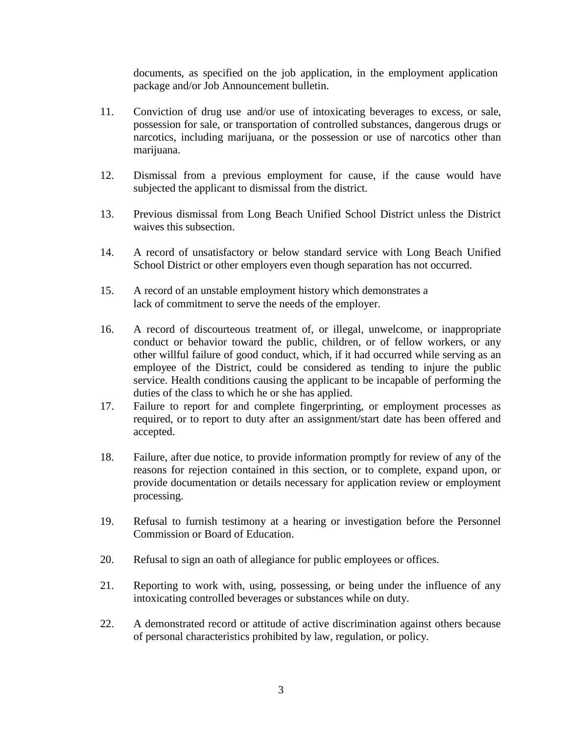documents, as specified on the job application, in the employment application package and/or Job Announcement bulletin.

11. Conviction of drug use and/or use of intoxicating beverages to excess, or sale, possession for sale, or transportation of controlled substances, dangerous drugs or narcotics, including marijuana, or the possession or use of narcotics other than marijuana.

12. Dismissal from a previous employment for cause, if the cause would have subjected the applicant to dismissal from the district.

13. Previous dismissal from Long Beach Unified School District unless the District waives this subsection.

14. A record of unsatisfactory or below standard service with Long Beach Unified School District or other employers even though separation has not occurred.

15. A record of an unstable employment history which demonstrates a lack of commitment to serve the needs of the employer.

16. A record of discourteous treatment of, or illegal, unwelcome, or inappropriate conduct or behavior toward the public, children, or of fellow workers, or any other willful failure of good conduct, which, if it had occurred while serving as an employee of the District, could be considered as tending to injure the public service. Health conditions causing the applicant to be incapable of performing the duties of the class to which he or she has applied.

17. Failure to report for and complete fingerprinting, or employment processes as required, or to report to duty after an assignment/start date has been offered and accepted.

18. Failure, after due notice, to provide information promptly for review of any of the reasons for rejection contained in this section, or to complete, expand upon, or provide documentation or details necessary for application review or employment processing.

19. Refusal to furnish testimony at a hearing or investigation before the Personnel Commission or Board of Education.

20. Refusal to sign an oath of allegiance for public employees or offices.

21. Reporting to work with, using, possessing, or being under the influence of any intoxicating controlled beverages or substances while on duty.

22. A demonstrated record or attitude of active discrimination against others because of personal characteristics prohibited by law, regulation, or policy.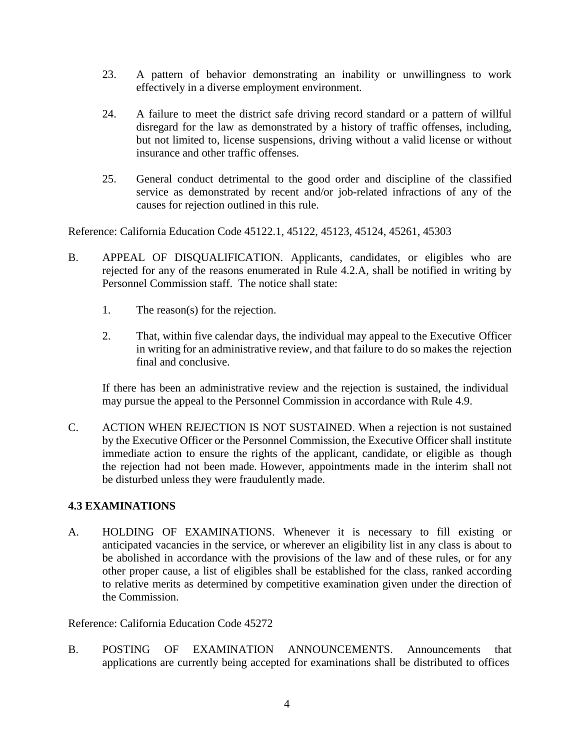23. A pattern of behavior demonstrating an inability or unwillingness to work effectively in a diverse employment environment.

24. A failure to meet the district safe driving record standard or a pattern of willful disregard for the law as demonstrated by a history of traffic offenses, including, but not limited to, license suspensions, driving without a valid license or without insurance and other traffic offenses.

25. General conduct detrimental to the good order and discipline of the classified service as demonstrated by recent and/or job-related infractions of any of the causes for rejection outlined in this rule.

Reference: California Education Code 45122.1, 45122, 45123, 45124, 45261, 45303

B. APPEAL OF DISQUALIFICATION. Applicants, candidates, or eligibles who are rejected for any of the reasons enumerated in Rule 4.2.A, shall be notified in writing by Personnel Commission staff. The notice shall state:

   1. The reason(s) for the rejection.

   2. That, within five calendar days, the individual may appeal to the Executive Officer in writing for an administrative review, and that failure to do so makes the rejection final and conclusive.

   If there has been an administrative review and the rejection is sustained, the individual may pursue the appeal to the Personnel Commission in accordance with Rule 4.9.

C. ACTION WHEN REJECTION IS NOT SUSTAINED. When a rejection is not sustained by the Executive Officer or the Personnel Commission, the Executive Officer shall institute immediate action to ensure the rights of the applicant, candidate, or eligible as though the rejection had not been made. However, appointments made in the interim shall not be disturbed unless they were fraudulently made.

## 4.3 EXAMINATIONS

A. HOLDING OF EXAMINATIONS. Whenever it is necessary to fill existing or anticipated vacancies in the service, or wherever an eligibility list in any class is about to be abolished in accordance with the provisions of the law and of these rules, or for any other proper cause, a list of eligibles shall be established for the class, ranked according to relative merits as determined by competitive examination given under the direction of the Commission.

Reference: California Education Code 45272

B. POSTING OF EXAMINATION ANNOUNCEMENTS. Announcements that applications are currently being accepted for examinations shall be distributed to offices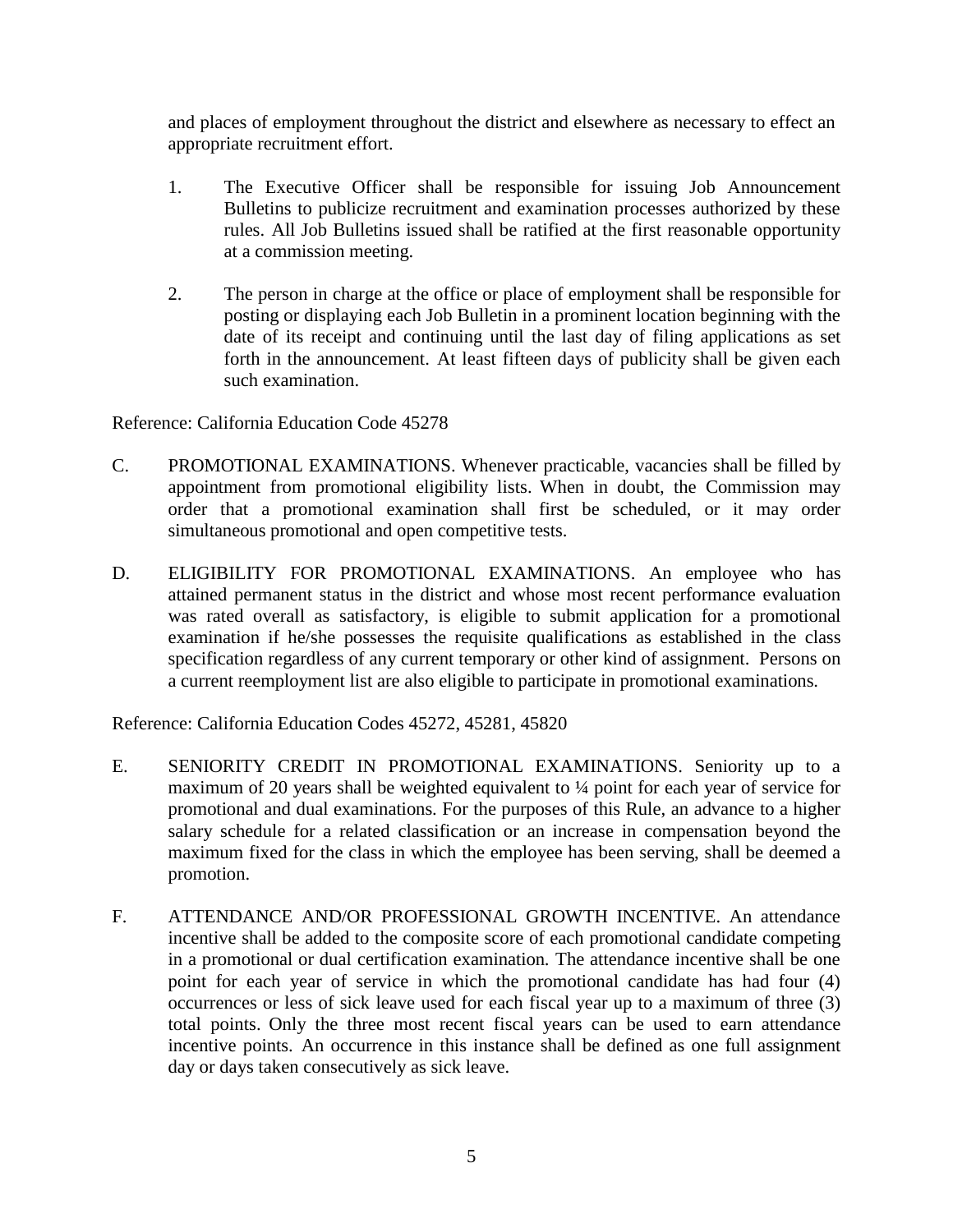and places of employment throughout the district and elsewhere as necessary to effect an appropriate recruitment effort.

1. The Executive Officer shall be responsible for issuing Job Announcement Bulletins to publicize recruitment and examination processes authorized by these rules. All Job Bulletins issued shall be ratified at the first reasonable opportunity at a commission meeting.

2. The person in charge at the office or place of employment shall be responsible for posting or displaying each Job Bulletin in a prominent location beginning with the date of its receipt and continuing until the last day of filing applications as set forth in the announcement. At least fifteen days of publicity shall be given each such examination.

Reference: California Education Code 45278

C. PROMOTIONAL EXAMINATIONS. Whenever practicable, vacancies shall be filled by appointment from promotional eligibility lists. When in doubt, the Commission may order that a promotional examination shall first be scheduled, or it may order simultaneous promotional and open competitive tests.

D. ELIGIBILITY FOR PROMOTIONAL EXAMINATIONS. An employee who has attained permanent status in the district and whose most recent performance evaluation was rated overall as satisfactory, is eligible to submit application for a promotional examination if he/she possesses the requisite qualifications as established in the class specification regardless of any current temporary or other kind of assignment. Persons on a current reemployment list are also eligible to participate in promotional examinations.

Reference: California Education Codes 45272, 45281, 45820

E. SENIORITY CREDIT IN PROMOTIONAL EXAMINATIONS. Seniority up to a maximum of 20 years shall be weighted equivalent to ¼ point for each year of service for promotional and dual examinations. For the purposes of this Rule, an advance to a higher salary schedule for a related classification or an increase in compensation beyond the maximum fixed for the class in which the employee has been serving, shall be deemed a promotion.

F. ATTENDANCE AND/OR PROFESSIONAL GROWTH INCENTIVE. An attendance incentive shall be added to the composite score of each promotional candidate competing in a promotional or dual certification examination. The attendance incentive shall be one point for each year of service in which the promotional candidate has had four (4) occurrences or less of sick leave used for each fiscal year up to a maximum of three (3) total points. Only the three most recent fiscal years can be used to earn attendance incentive points. An occurrence in this instance shall be defined as one full assignment day or days taken consecutively as sick leave.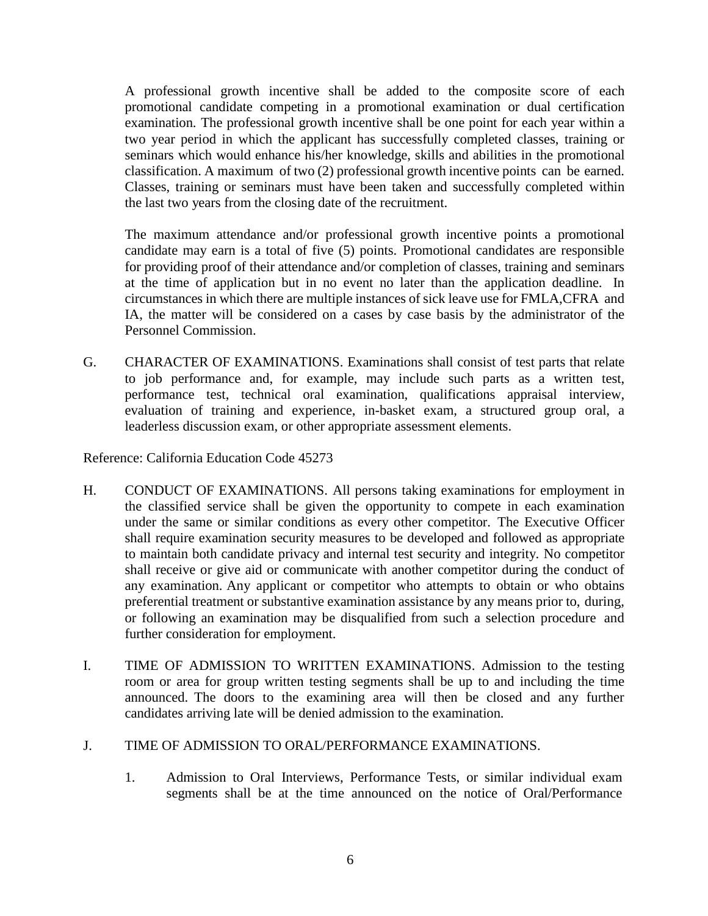A professional growth incentive shall be added to the composite score of each promotional candidate competing in a promotional examination or dual certification examination. The professional growth incentive shall be one point for each year within a two year period in which the applicant has successfully completed classes, training or seminars which would enhance his/her knowledge, skills and abilities in the promotional classification. A maximum of two (2) professional growth incentive points can be earned. Classes, training or seminars must have been taken and successfully completed within the last two years from the closing date of the recruitment.

The maximum attendance and/or professional growth incentive points a promotional candidate may earn is a total of five (5) points. Promotional candidates are responsible for providing proof of their attendance and/or completion of classes, training and seminars at the time of application but in no event no later than the application deadline. In circumstances in which there are multiple instances of sick leave use for FMLA,CFRA and IA, the matter will be considered on a cases by case basis by the administrator of the Personnel Commission.

G. CHARACTER OF EXAMINATIONS. Examinations shall consist of test parts that relate to job performance and, for example, may include such parts as a written test, performance test, technical oral examination, qualifications appraisal interview, evaluation of training and experience, in-basket exam, a structured group oral, a leaderless discussion exam, or other appropriate assessment elements.

Reference: California Education Code 45273

H. CONDUCT OF EXAMINATIONS. All persons taking examinations for employment in the classified service shall be given the opportunity to compete in each examination under the same or similar conditions as every other competitor. The Executive Officer shall require examination security measures to be developed and followed as appropriate to maintain both candidate privacy and internal test security and integrity. No competitor shall receive or give aid or communicate with another competitor during the conduct of any examination. Any applicant or competitor who attempts to obtain or who obtains preferential treatment or substantive examination assistance by any means prior to, during, or following an examination may be disqualified from such a selection procedure and further consideration for employment.

I. TIME OF ADMISSION TO WRITTEN EXAMINATIONS. Admission to the testing room or area for group written testing segments shall be up to and including the time announced. The doors to the examining area will then be closed and any further candidates arriving late will be denied admission to the examination.

J. TIME OF ADMISSION TO ORAL/PERFORMANCE EXAMINATIONS.

1. Admission to Oral Interviews, Performance Tests, or similar individual exam segments shall be at the time announced on the notice of Oral/Performance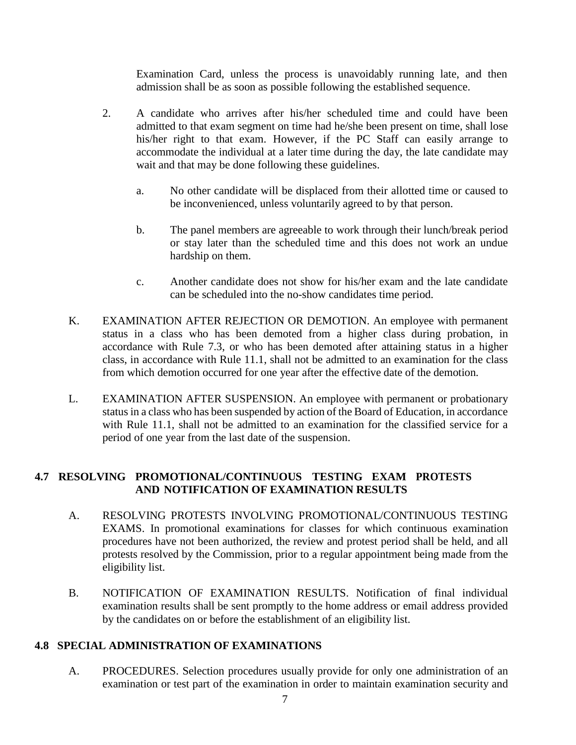Examination Card, unless the process is unavoidably running late, and then admission shall be as soon as possible following the established sequence.

2. A candidate who arrives after his/her scheduled time and could have been admitted to that exam segment on time had he/she been present on time, shall lose his/her right to that exam. However, if the PC Staff can easily arrange to accommodate the individual at a later time during the day, the late candidate may wait and that may be done following these guidelines.

   a. No other candidate will be displaced from their allotted time or caused to be inconvenienced, unless voluntarily agreed to by that person.

   b. The panel members are agreeable to work through their lunch/break period or stay later than the scheduled time and this does not work an undue hardship on them.

   c. Another candidate does not show for his/her exam and the late candidate can be scheduled into the no-show candidates time period.

K. EXAMINATION AFTER REJECTION OR DEMOTION. An employee with permanent status in a class who has been demoted from a higher class during probation, in accordance with Rule 7.3, or who has been demoted after attaining status in a higher class, in accordance with Rule 11.1, shall not be admitted to an examination for the class from which demotion occurred for one year after the effective date of the demotion.

L. EXAMINATION AFTER SUSPENSION. An employee with permanent or probationary status in a class who has been suspended by action of the Board of Education, in accordance with Rule 11.1, shall not be admitted to an examination for the classified service for a period of one year from the last date of the suspension.

## 4.7 RESOLVING PROMOTIONAL/CONTINUOUS TESTING EXAM PROTESTS AND NOTIFICATION OF EXAMINATION RESULTS

A. RESOLVING PROTESTS INVOLVING PROMOTIONAL/CONTINUOUS TESTING EXAMS. In promotional examinations for classes for which continuous examination procedures have not been authorized, the review and protest period shall be held, and all protests resolved by the Commission, prior to a regular appointment being made from the eligibility list.

B. NOTIFICATION OF EXAMINATION RESULTS. Notification of final individual examination results shall be sent promptly to the home address or email address provided by the candidates on or before the establishment of an eligibility list.

## 4.8 SPECIAL ADMINISTRATION OF EXAMINATIONS

A. PROCEDURES. Selection procedures usually provide for only one administration of an examination or test part of the examination in order to maintain examination security and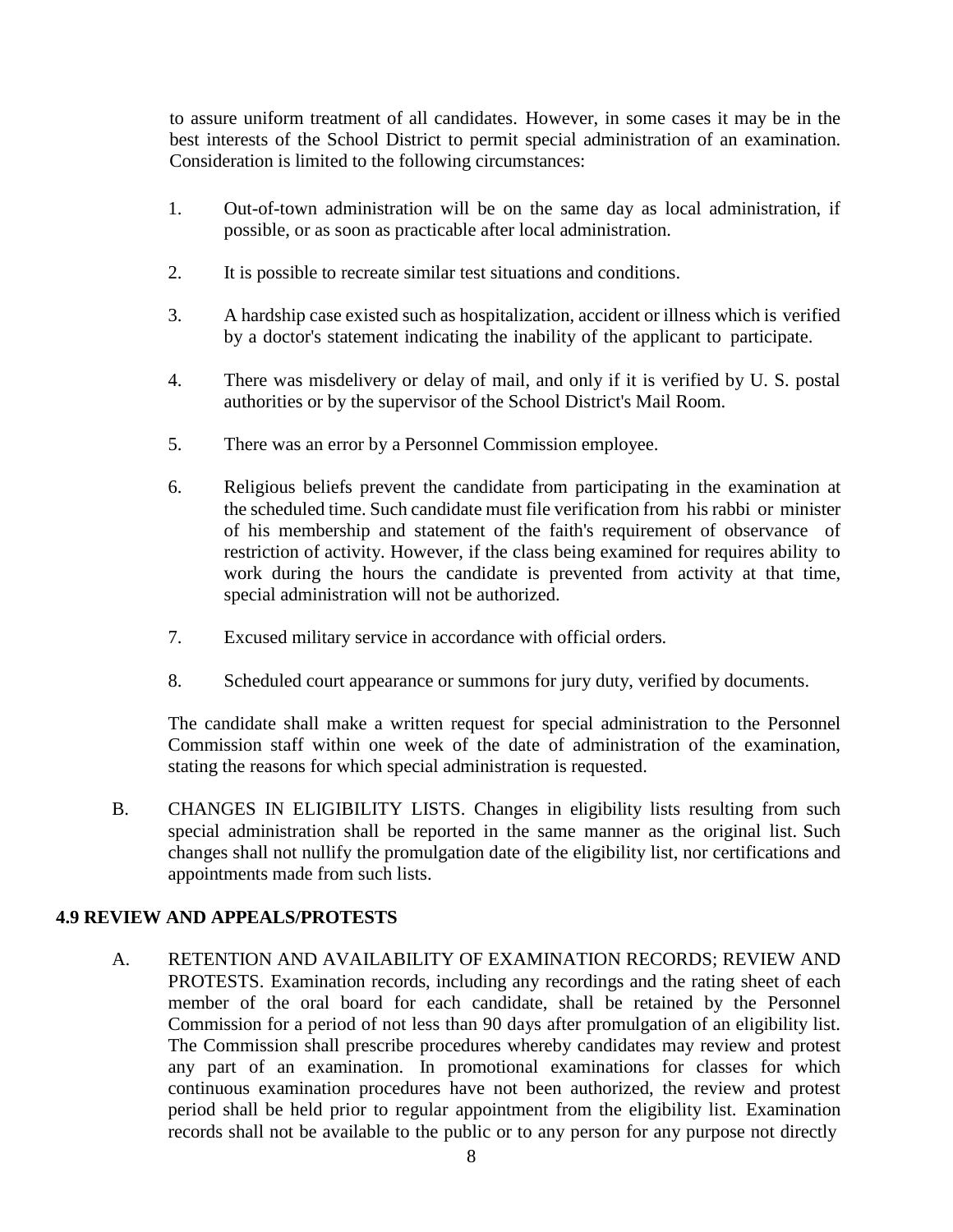to assure uniform treatment of all candidates. However, in some cases it may be in the best interests of the School District to permit special administration of an examination. Consideration is limited to the following circumstances:

1. Out-of-town administration will be on the same day as local administration, if possible, or as soon as practicable after local administration.

2. It is possible to recreate similar test situations and conditions.

3. A hardship case existed such as hospitalization, accident or illness which is verified by a doctor's statement indicating the inability of the applicant to participate.

4. There was misdelivery or delay of mail, and only if it is verified by U. S. postal authorities or by the supervisor of the School District's Mail Room.

5. There was an error by a Personnel Commission employee.

6. Religious beliefs prevent the candidate from participating in the examination at the scheduled time. Such candidate must file verification from his rabbi or minister of his membership and statement of the faith's requirement of observance of restriction of activity. However, if the class being examined for requires ability to work during the hours the candidate is prevented from activity at that time, special administration will not be authorized.

7. Excused military service in accordance with official orders.

8. Scheduled court appearance or summons for jury duty, verified by documents.

The candidate shall make a written request for special administration to the Personnel Commission staff within one week of the date of administration of the examination, stating the reasons for which special administration is requested.

B. CHANGES IN ELIGIBILITY LISTS. Changes in eligibility lists resulting from such special administration shall be reported in the same manner as the original list. Such changes shall not nullify the promulgation date of the eligibility list, nor certifications and appointments made from such lists.

**4.9 REVIEW AND APPEALS/PROTESTS**

A. RETENTION AND AVAILABILITY OF EXAMINATION RECORDS; REVIEW AND PROTESTS. Examination records, including any recordings and the rating sheet of each member of the oral board for each candidate, shall be retained by the Personnel Commission for a period of not less than 90 days after promulgation of an eligibility list. The Commission shall prescribe procedures whereby candidates may review and protest any part of an examination. In promotional examinations for classes for which continuous examination procedures have not been authorized, the review and protest period shall be held prior to regular appointment from the eligibility list. Examination records shall not be available to the public or to any person for any purpose not directly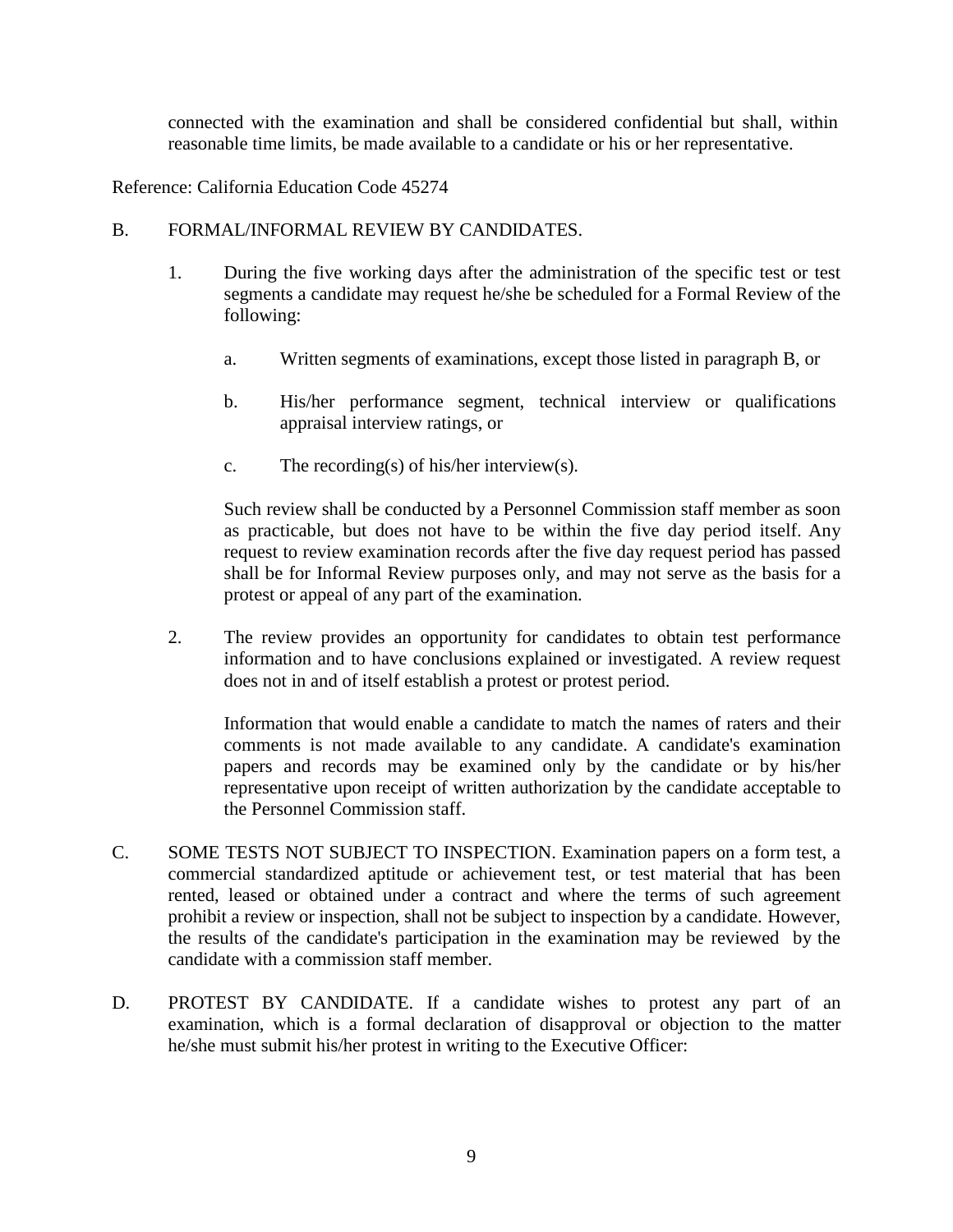connected with the examination and shall be considered confidential but shall, within reasonable time limits, be made available to a candidate or his or her representative.

Reference: California Education Code 45274

B. FORMAL/INFORMAL REVIEW BY CANDIDATES.

1. During the five working days after the administration of the specific test or test segments a candidate may request he/she be scheduled for a Formal Review of the following:

   a. Written segments of examinations, except those listed in paragraph B, or

   b. His/her performance segment, technical interview or qualifications appraisal interview ratings, or

   c. The recording(s) of his/her interview(s).

   Such review shall be conducted by a Personnel Commission staff member as soon as practicable, but does not have to be within the five day period itself. Any request to review examination records after the five day request period has passed shall be for Informal Review purposes only, and may not serve as the basis for a protest or appeal of any part of the examination.

2. The review provides an opportunity for candidates to obtain test performance information and to have conclusions explained or investigated. A review request does not in and of itself establish a protest or protest period.

   Information that would enable a candidate to match the names of raters and their comments is not made available to any candidate. A candidate's examination papers and records may be examined only by the candidate or by his/her representative upon receipt of written authorization by the candidate acceptable to the Personnel Commission staff.

C. SOME TESTS NOT SUBJECT TO INSPECTION. Examination papers on a form test, a commercial standardized aptitude or achievement test, or test material that has been rented, leased or obtained under a contract and where the terms of such agreement prohibit a review or inspection, shall not be subject to inspection by a candidate. However, the results of the candidate's participation in the examination may be reviewed by the candidate with a commission staff member.

D. PROTEST BY CANDIDATE. If a candidate wishes to protest any part of an examination, which is a formal declaration of disapproval or objection to the matter he/she must submit his/her protest in writing to the Executive Officer: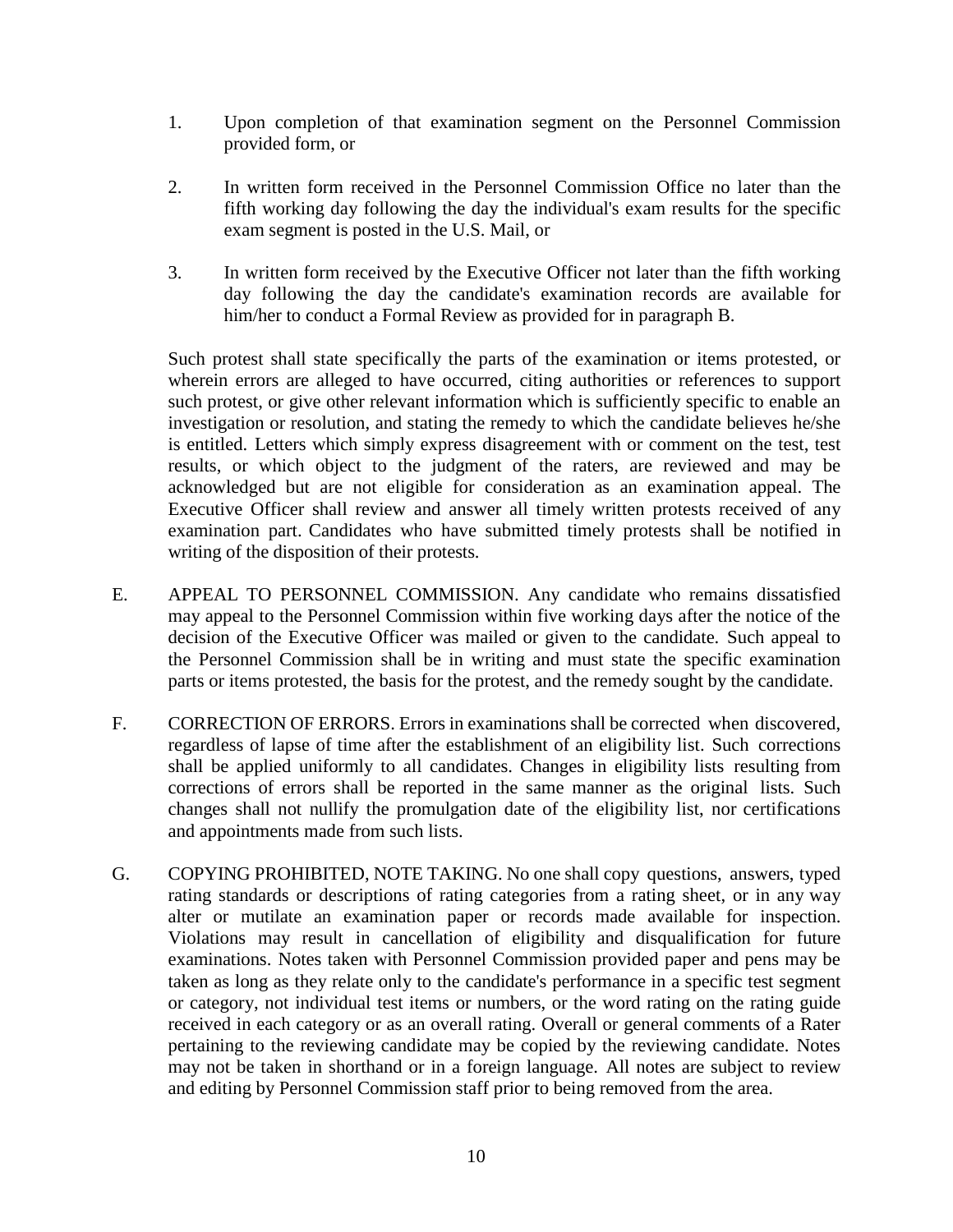1. Upon completion of that examination segment on the Personnel Commission provided form, or

2. In written form received in the Personnel Commission Office no later than the fifth working day following the day the individual's exam results for the specific exam segment is posted in the U.S. Mail, or

3. In written form received by the Executive Officer not later than the fifth working day following the day the candidate's examination records are available for him/her to conduct a Formal Review as provided for in paragraph B.

Such protest shall state specifically the parts of the examination or items protested, or wherein errors are alleged to have occurred, citing authorities or references to support such protest, or give other relevant information which is sufficiently specific to enable an investigation or resolution, and stating the remedy to which the candidate believes he/she is entitled. Letters which simply express disagreement with or comment on the test, test results, or which object to the judgment of the raters, are reviewed and may be acknowledged but are not eligible for consideration as an examination appeal. The Executive Officer shall review and answer all timely written protests received of any examination part. Candidates who have submitted timely protests shall be notified in writing of the disposition of their protests.

E. APPEAL TO PERSONNEL COMMISSION. Any candidate who remains dissatisfied may appeal to the Personnel Commission within five working days after the notice of the decision of the Executive Officer was mailed or given to the candidate. Such appeal to the Personnel Commission shall be in writing and must state the specific examination parts or items protested, the basis for the protest, and the remedy sought by the candidate.

F. CORRECTION OF ERRORS. Errors in examinations shall be corrected when discovered, regardless of lapse of time after the establishment of an eligibility list. Such corrections shall be applied uniformly to all candidates. Changes in eligibility lists resulting from corrections of errors shall be reported in the same manner as the original lists. Such changes shall not nullify the promulgation date of the eligibility list, nor certifications and appointments made from such lists.

G. COPYING PROHIBITED, NOTE TAKING. No one shall copy questions, answers, typed rating standards or descriptions of rating categories from a rating sheet, or in any way alter or mutilate an examination paper or records made available for inspection. Violations may result in cancellation of eligibility and disqualification for future examinations. Notes taken with Personnel Commission provided paper and pens may be taken as long as they relate only to the candidate's performance in a specific test segment or category, not individual test items or numbers, or the word rating on the rating guide received in each category or as an overall rating. Overall or general comments of a Rater pertaining to the reviewing candidate may be copied by the reviewing candidate. Notes may not be taken in shorthand or in a foreign language. All notes are subject to review and editing by Personnel Commission staff prior to being removed from the area.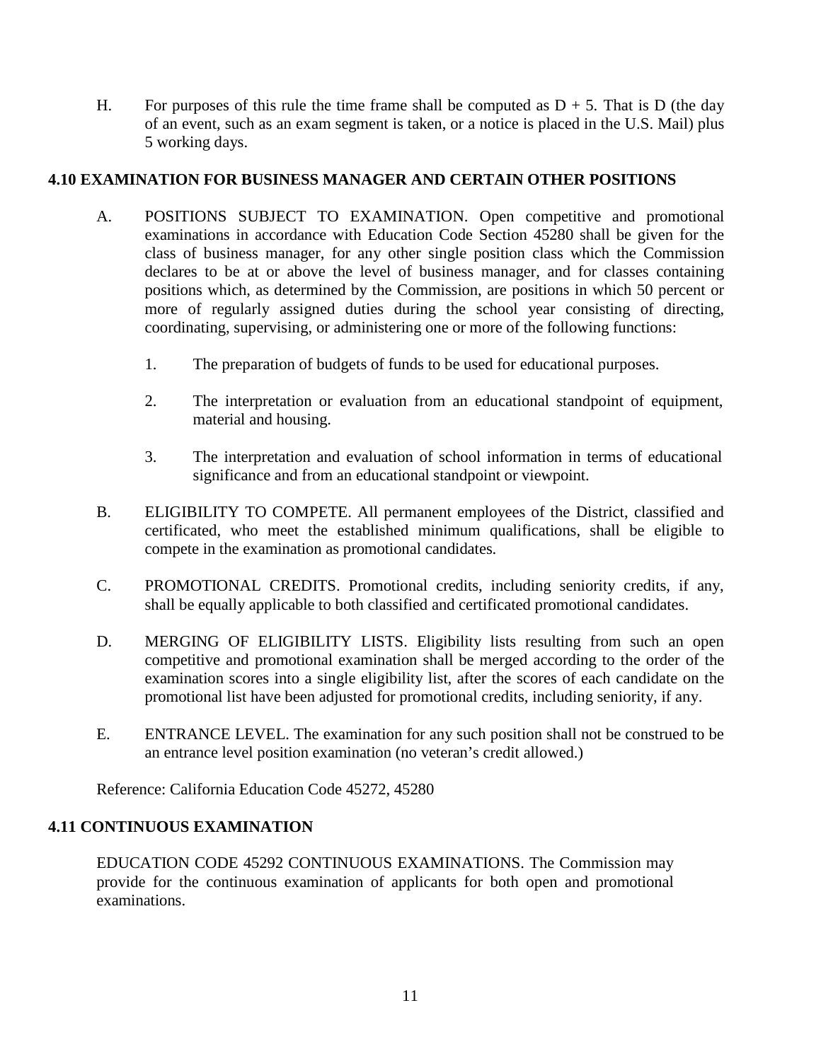H. For purposes of this rule the time frame shall be computed as D + 5. That is D (the day of an event, such as an exam segment is taken, or a notice is placed in the U.S. Mail) plus 5 working days.

## 4.10 EXAMINATION FOR BUSINESS MANAGER AND CERTAIN OTHER POSITIONS

A. POSITIONS SUBJECT TO EXAMINATION. Open competitive and promotional examinations in accordance with Education Code Section 45280 shall be given for the class of business manager, for any other single position class which the Commission declares to be at or above the level of business manager, and for classes containing positions which, as determined by the Commission, are positions in which 50 percent or more of regularly assigned duties during the school year consisting of directing, coordinating, supervising, or administering one or more of the following functions:

   1. The preparation of budgets of funds to be used for educational purposes.

   2. The interpretation or evaluation from an educational standpoint of equipment, material and housing.

   3. The interpretation and evaluation of school information in terms of educational significance and from an educational standpoint or viewpoint.

B. ELIGIBILITY TO COMPETE. All permanent employees of the District, classified and certificated, who meet the established minimum qualifications, shall be eligible to compete in the examination as promotional candidates.

C. PROMOTIONAL CREDITS. Promotional credits, including seniority credits, if any, shall be equally applicable to both classified and certificated promotional candidates.

D. MERGING OF ELIGIBILITY LISTS. Eligibility lists resulting from such an open competitive and promotional examination shall be merged according to the order of the examination scores into a single eligibility list, after the scores of each candidate on the promotional list have been adjusted for promotional credits, including seniority, if any.

E. ENTRANCE LEVEL. The examination for any such position shall not be construed to be an entrance level position examination (no veteran's credit allowed.)

Reference: California Education Code 45272, 45280

## 4.11 CONTINUOUS EXAMINATION

EDUCATION CODE 45292 CONTINUOUS EXAMINATIONS. The Commission may provide for the continuous examination of applicants for both open and promotional examinations.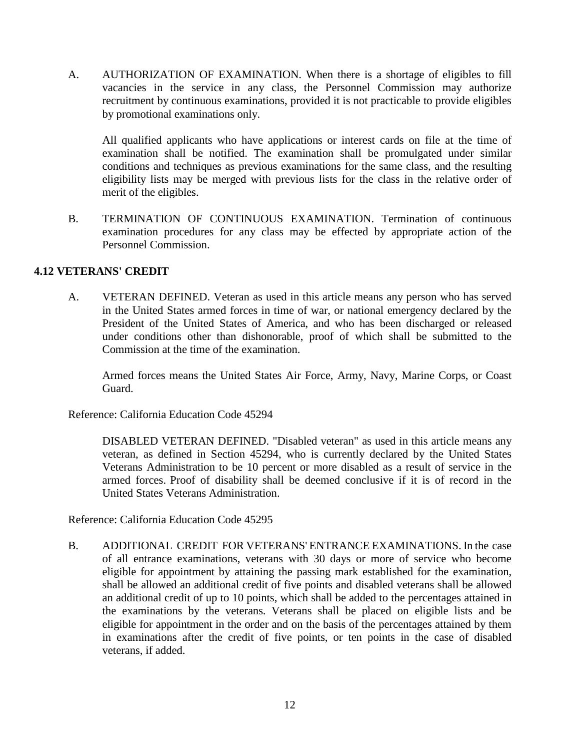A. AUTHORIZATION OF EXAMINATION. When there is a shortage of eligibles to fill vacancies in the service in any class, the Personnel Commission may authorize recruitment by continuous examinations, provided it is not practicable to provide eligibles by promotional examinations only.

All qualified applicants who have applications or interest cards on file at the time of examination shall be notified. The examination shall be promulgated under similar conditions and techniques as previous examinations for the same class, and the resulting eligibility lists may be merged with previous lists for the class in the relative order of merit of the eligibles.

B. TERMINATION OF CONTINUOUS EXAMINATION. Termination of continuous examination procedures for any class may be effected by appropriate action of the Personnel Commission.

### 4.12 VETERANS' CREDIT

A. VETERAN DEFINED. Veteran as used in this article means any person who has served in the United States armed forces in time of war, or national emergency declared by the President of the United States of America, and who has been discharged or released under conditions other than dishonorable, proof of which shall be submitted to the Commission at the time of the examination.

Armed forces means the United States Air Force, Army, Navy, Marine Corps, or Coast Guard.

Reference: California Education Code 45294

DISABLED VETERAN DEFINED. "Disabled veteran" as used in this article means any veteran, as defined in Section 45294, who is currently declared by the United States Veterans Administration to be 10 percent or more disabled as a result of service in the armed forces. Proof of disability shall be deemed conclusive if it is of record in the United States Veterans Administration.

Reference: California Education Code 45295

B. ADDITIONAL CREDIT FOR VETERANS' ENTRANCE EXAMINATIONS. In the case of all entrance examinations, veterans with 30 days or more of service who become eligible for appointment by attaining the passing mark established for the examination, shall be allowed an additional credit of five points and disabled veterans shall be allowed an additional credit of up to 10 points, which shall be added to the percentages attained in the examinations by the veterans. Veterans shall be placed on eligible lists and be eligible for appointment in the order and on the basis of the percentages attained by them in examinations after the credit of five points, or ten points in the case of disabled veterans, if added.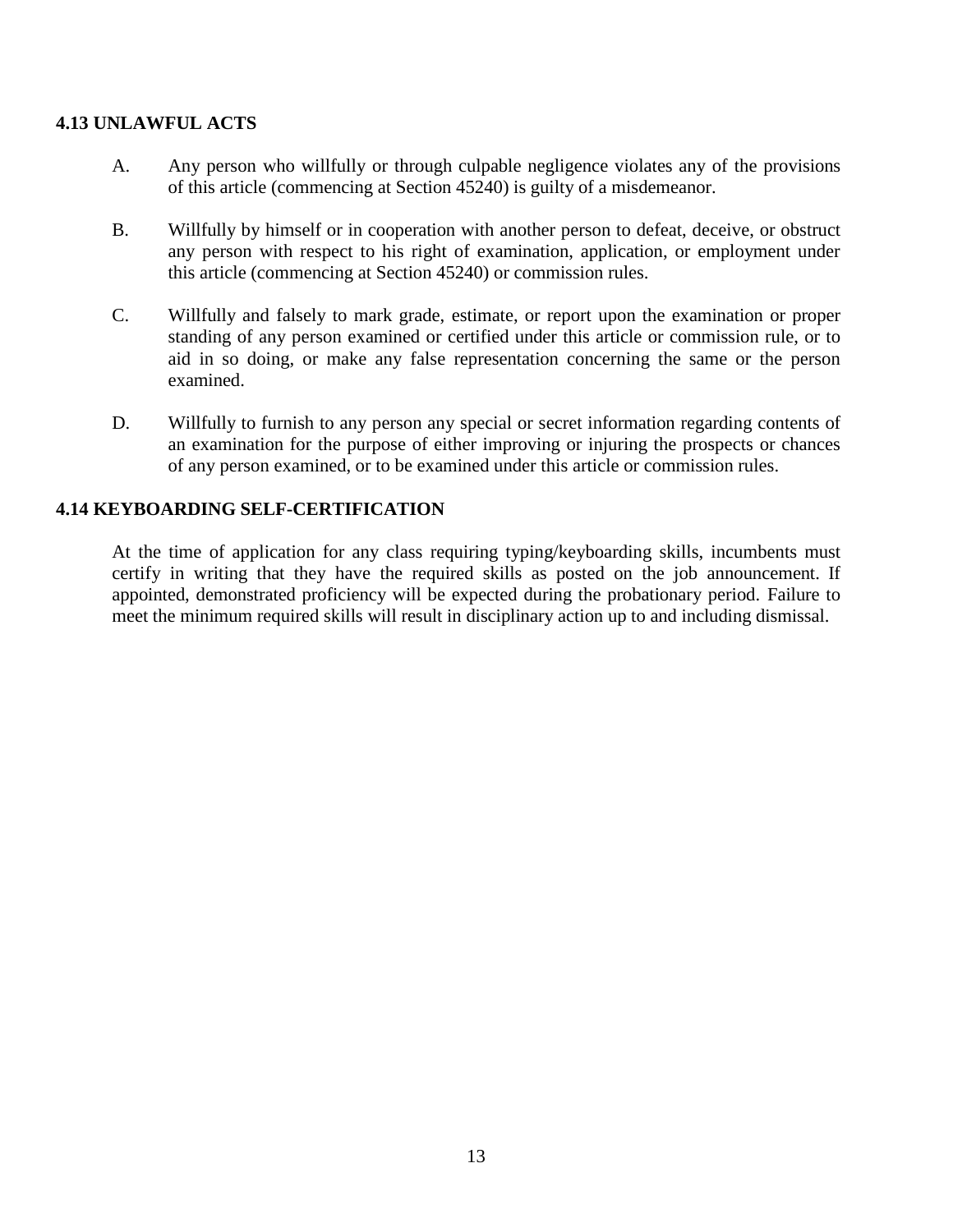**4.13 UNLAWFUL ACTS**

A. Any person who willfully or through culpable negligence violates any of the provisions of this article (commencing at Section 45240) is guilty of a misdemeanor.

B. Willfully by himself or in cooperation with another person to defeat, deceive, or obstruct any person with respect to his right of examination, application, or employment under this article (commencing at Section 45240) or commission rules.

C. Willfully and falsely to mark grade, estimate, or report upon the examination or proper standing of any person examined or certified under this article or commission rule, or to aid in so doing, or make any false representation concerning the same or the person examined.

D. Willfully to furnish to any person any special or secret information regarding contents of an examination for the purpose of either improving or injuring the prospects or chances of any person examined, or to be examined under this article or commission rules.

**4.14 KEYBOARDING SELF-CERTIFICATION**

At the time of application for any class requiring typing/keyboarding skills, incumbents must certify in writing that they have the required skills as posted on the job announcement. If appointed, demonstrated proficiency will be expected during the probationary period. Failure to meet the minimum required skills will result in disciplinary action up to and including dismissal.